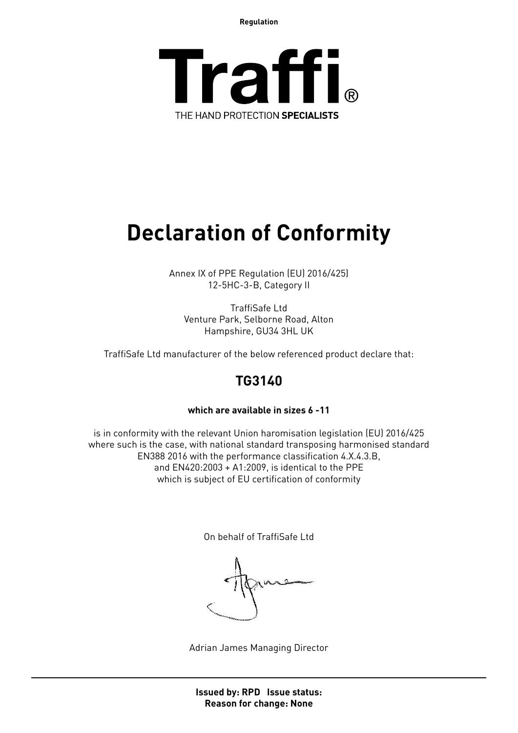Regulation

Traffi®

THE HAND PROTECTION **SPECIALISTS**

# Declaration of Conformity

Annex IX of PPE Regulation (EU) 2016/425)
12-5HC-3-B, Category II

TraffiSafe Ltd
Venture Park, Selborne Road, Alton
Hampshire, GU34 3HL UK

TraffiSafe Ltd manufacturer of the below referenced product declare that:

## TG3140

**which are available in sizes 6 -11**

is in conformity with the relevant Union haromisation legislation (EU) 2016/425
where such is the case, with national standard transposing harmonised standard
EN388 2016 with the performance classification 4.X.4.3.B,
and EN420:2003 + A1:2009, is identical to the PPE
which is subject of EU certification of conformity

On behalf of TraffiSafe Ltd

Adrian James Managing Director

**Issued by: RPD Issue status:**
**Reason for change: None**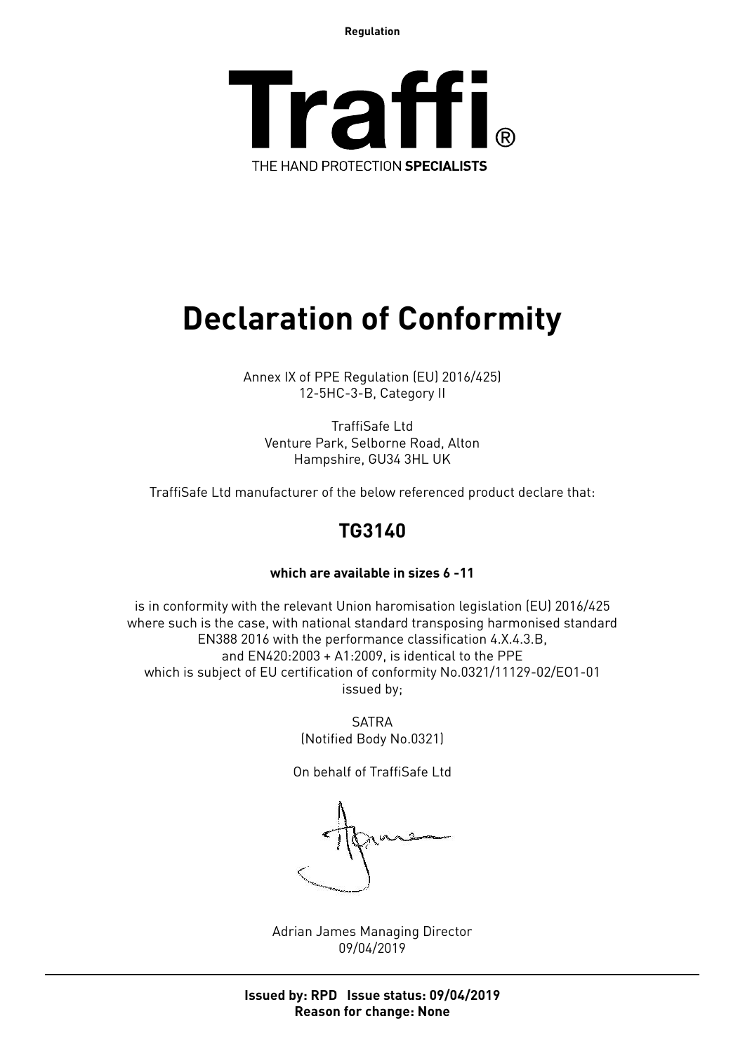Regulation

# Traffi®

THE HAND PROTECTION **SPECIALISTS**

# Declaration of Conformity

Annex IX of PPE Regulation (EU) 2016/425)
12-5HC-3-B, Category II

TraffiSafe Ltd
Venture Park, Selborne Road, Alton
Hampshire, GU34 3HL UK

TraffiSafe Ltd manufacturer of the below referenced product declare that:

## TG3140

**which are available in sizes 6 -11**

is in conformity with the relevant Union haromisation legislation (EU) 2016/425
where such is the case, with national standard transposing harmonised standard
EN388 2016 with the performance classification 4.X.4.3.B,
and EN420:2003 + A1:2009, is identical to the PPE
which is subject of EU certification of conformity No.0321/11129-02/E01-01
issued by;

SATRA
(Notified Body No.0321)

On behalf of TraffiSafe Ltd

Adrian James Managing Director
09/04/2019

**Issued by: RPD Issue status: 09/04/2019**
**Reason for change: None**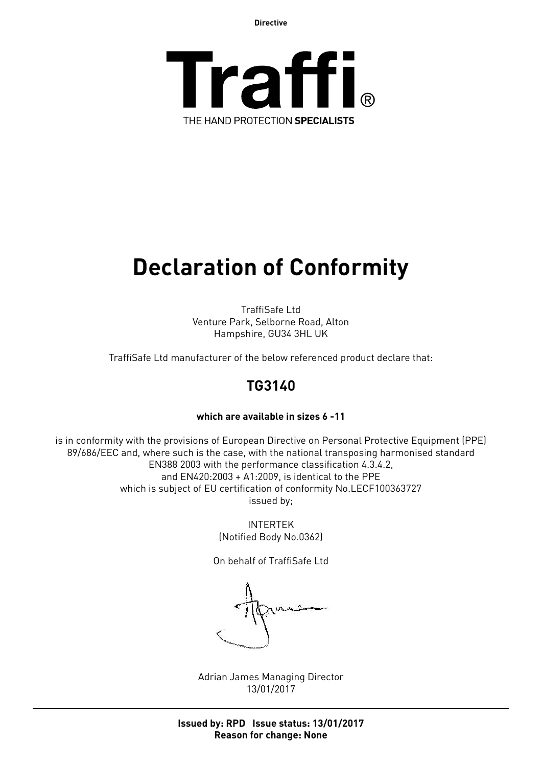Directive

**Traffi®**

THE HAND PROTECTION **SPECIALISTS**

# Declaration of Conformity

TraffiSafe Ltd
Venture Park, Selborne Road, Alton
Hampshire, GU34 3HL UK

TraffiSafe Ltd manufacturer of the below referenced product declare that:

## TG3140

**which are available in sizes 6 -11**

is in conformity with the provisions of European Directive on Personal Protective Equipment (PPE) 89/686/EEC and, where such is the case, with the national transposing harmonised standard EN388 2003 with the performance classification 4.3.4.2, and EN420:2003 + A1:2009, is identical to the PPE which is subject of EU certification of conformity No.LECF100363727 issued by;

INTERTEK
(Notified Body No.0362)

On behalf of TraffiSafe Ltd

Adrian James Managing Director
13/01/2017

---

**Issued by: RPD Issue status: 13/01/2017**
**Reason for change: None**